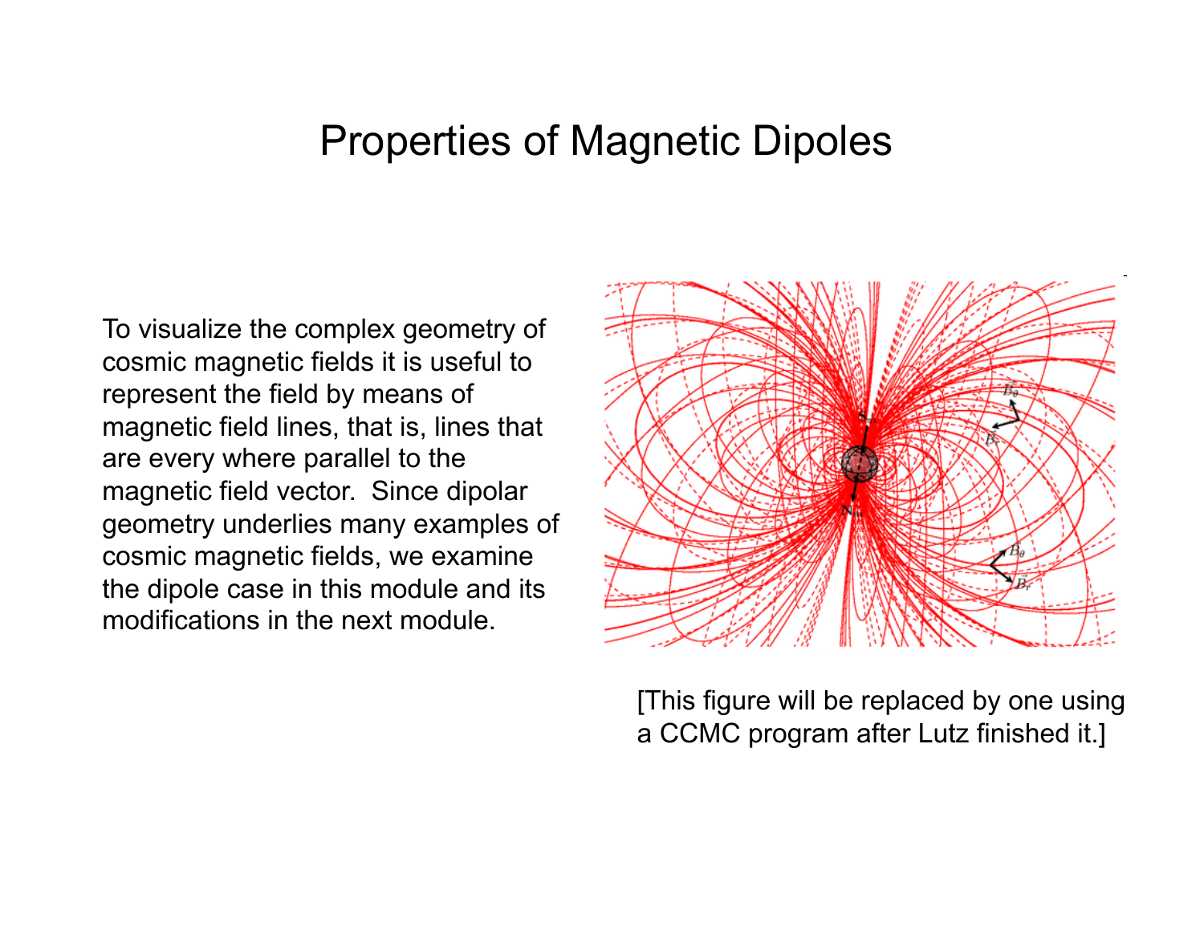# Properties of Magnetic Dipoles

To visualize the complex geometry of cosmic magnetic fields it is useful to represent the field by means of magnetic field lines, that is, lines that are every where parallel to the magnetic field vector. Since dipolar geometry underlies many examples of cosmic magnetic fields, we examine the dipole case in this module and its modifications in the next module.

[This figure will be replaced by one using a CCMC program after Lutz finished it.]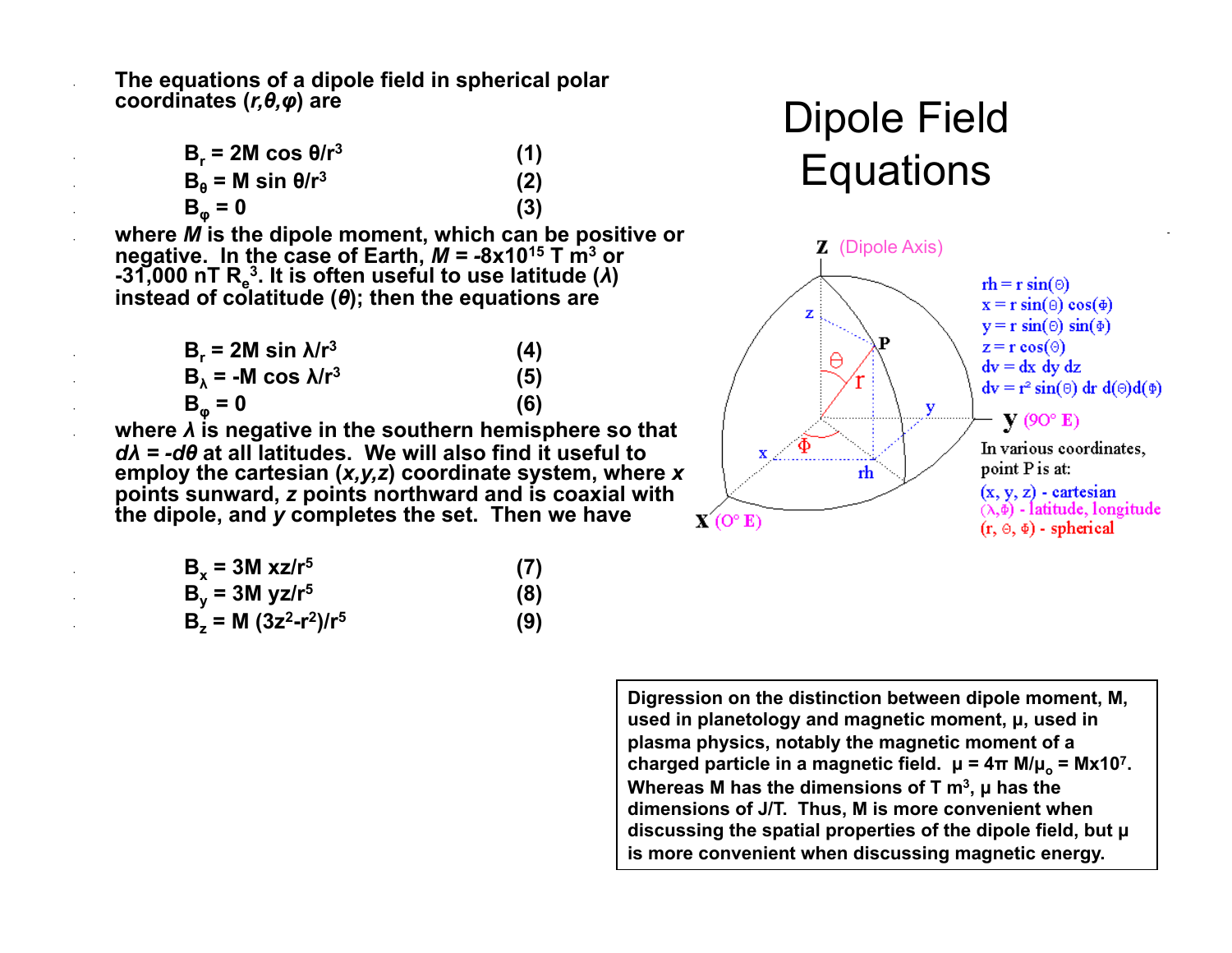# Dipole Field Equations

The equations of a dipole field in spherical polar coordinates ($r,\theta,\varphi$) are

$$B_r = 2M \cos\theta / r^3 \qquad (1)$$

$$B_\theta = M \sin\theta / r^3 \qquad (2)$$

$$B_\varphi = 0 \qquad (3)$$

where $M$ is the dipole moment, which can be positive or negative. In the case of Earth, $M = -8\times10^{15}$ T m$^3$ or -31,000 nT $R_e^3$. It is often useful to use latitude ($\lambda$) instead of colatitude ($\theta$); then the equations are

$$B_r = 2M \sin\lambda / r^3 \qquad (4)$$

$$B_\lambda = -M \cos\lambda / r^3 \qquad (5)$$

$$B_\varphi = 0 \qquad (6)$$

where $\lambda$ is negative in the southern hemisphere so that $d\lambda = -d\theta$ at all latitudes. We will also find it useful to employ the cartesian ($x,y,z$) coordinate system, where $x$ points sunward, $z$ points northward and is coaxial with the dipole, and $y$ completes the set. Then we have

$$B_x = 3M\, xz / r^5 \qquad (7)$$

$$B_y = 3M\, yz / r^5 \qquad (8)$$

$$B_z = M\,(3z^2 - r^2) / r^5 \qquad (9)$$

Z (Dipole Axis)

$rh = r\sin(\Theta)$
$x = r\sin(\Theta)\cos(\Phi)$
$y = r\sin(\Theta)\sin(\Phi)$
$z = r\cos(\Theta)$
$dv = dx\,dy\,dz$
$dv = r^2\sin(\Theta)\,dr\,d(\Theta)d(\Phi)$

y (90° E)

X (0° E)

In various coordinates, point P is at:
(x, y, z) - cartesian
($\lambda$, $\Phi$) - latitude, longitude
(r, $\Theta$, $\Phi$) - spherical

**Digression on the distinction between dipole moment, M, used in planetology and magnetic moment, μ, used in plasma physics, notably the magnetic moment of a charged particle in a magnetic field. $\mu = 4\pi M/\mu_o = M\times10^7$. Whereas M has the dimensions of T m$^3$, μ has the dimensions of J/T. Thus, M is more convenient when discussing the spatial properties of the dipole field, but μ is more convenient when discussing magnetic energy.**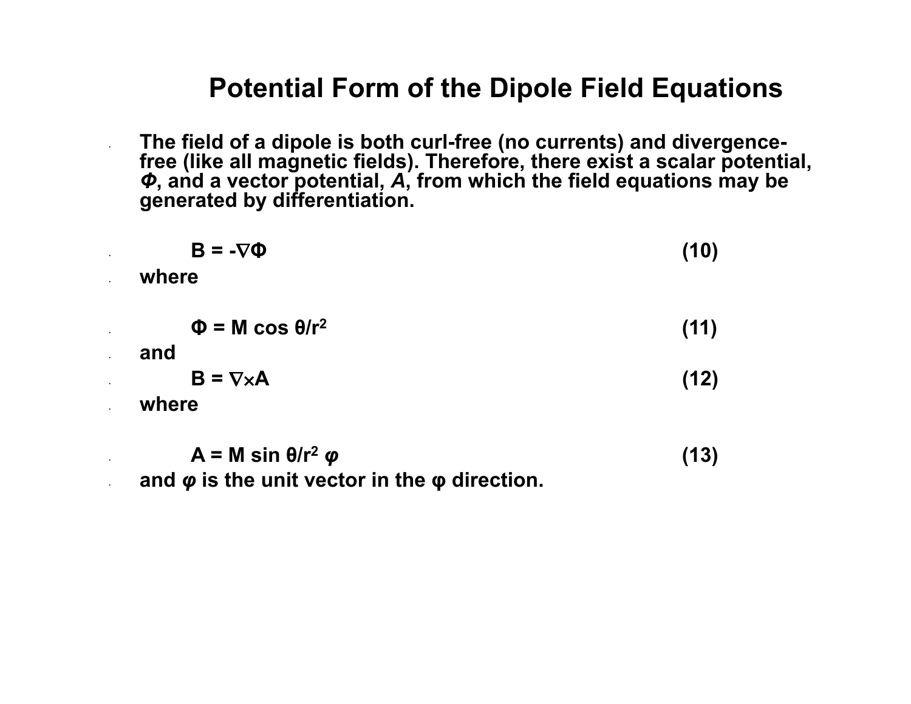# Potential Form of the Dipole Field Equations

- The field of a dipole is both curl-free (no currents) and divergence-free (like all magnetic fields). Therefore, there exist a scalar potential, ***Φ***, and a vector potential, ***A***, from which the field equations may be generated by differentiation.

$$\mathbf{B} = -\nabla\Phi \tag{10}$$

- where

$$\Phi = M \cos\theta / r^2 \tag{11}$$

- and

$$\mathbf{B} = \nabla\times\mathbf{A} \tag{12}$$

- where

$$\mathbf{A} = M \sin\theta / r^2 \, \boldsymbol{\varphi} \tag{13}$$

- and $\boldsymbol{\varphi}$ is the unit vector in the $\varphi$ direction.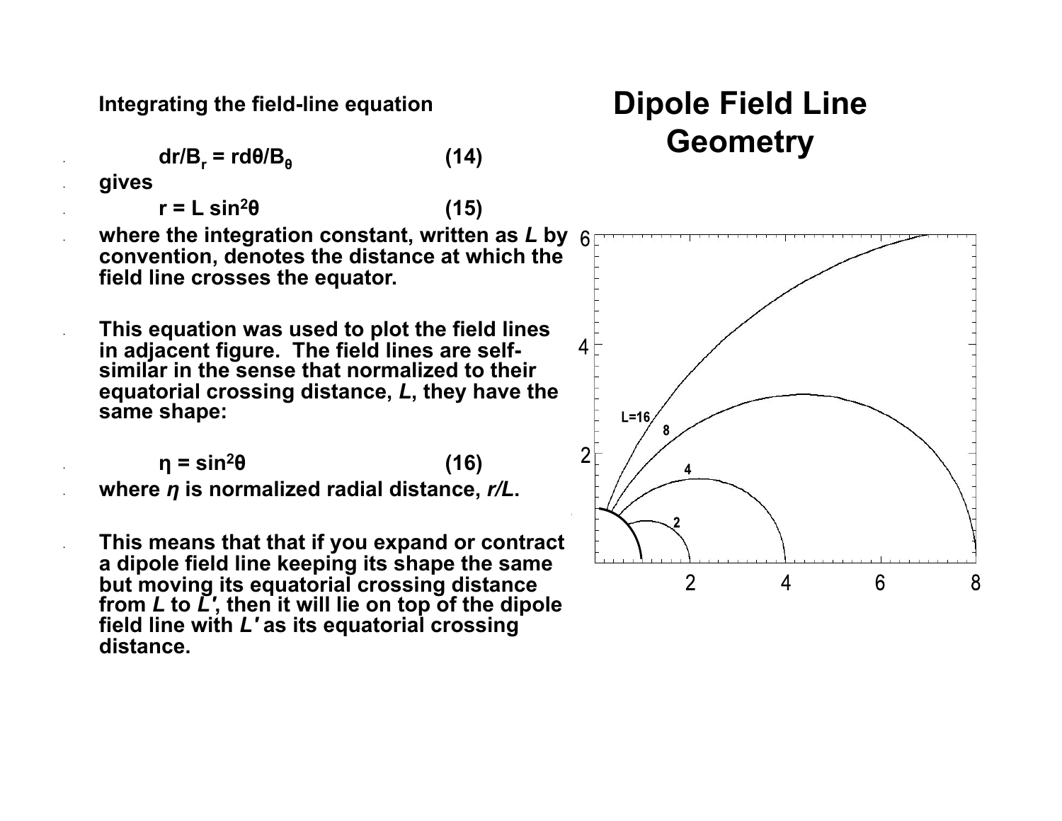# Dipole Field Line Geometry

**Integrating the field-line equation**

$$dr/B_r = r d\theta/B_\theta \qquad (14)$$

**gives**

$$r = L \sin^2\theta \qquad (15)$$

**where the integration constant, written as *L* by convention, denotes the distance at which the field line crosses the equator.**

**This equation was used to plot the field lines in adjacent figure. The field lines are self-similar in the sense that normalized to their equatorial crossing distance, *L*, they have the same shape:**

$$\eta = \sin^2\theta \qquad (16)$$

**where $\eta$ is normalized radial distance, $r/L$.**

**This means that that if you expand or contract a dipole field line keeping its shape the same but moving its equatorial crossing distance from *L* to *L'*, then it will lie on top of the dipole field line with *L'* as its equatorial crossing distance.**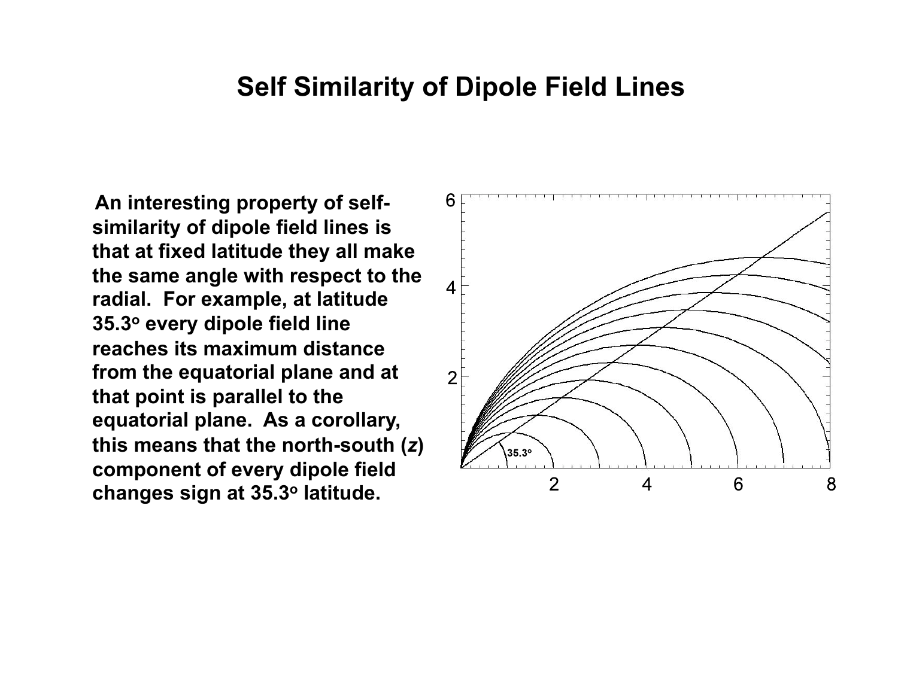# Self Similarity of Dipole Field Lines

**An interesting property of self-similarity of dipole field lines is that at fixed latitude they all make the same angle with respect to the radial. For example, at latitude 35.3° every dipole field line reaches its maximum distance from the equatorial plane and at that point is parallel to the equatorial plane. As a corollary, this means that the north-south (*z*) component of every dipole field changes sign at 35.3° latitude.**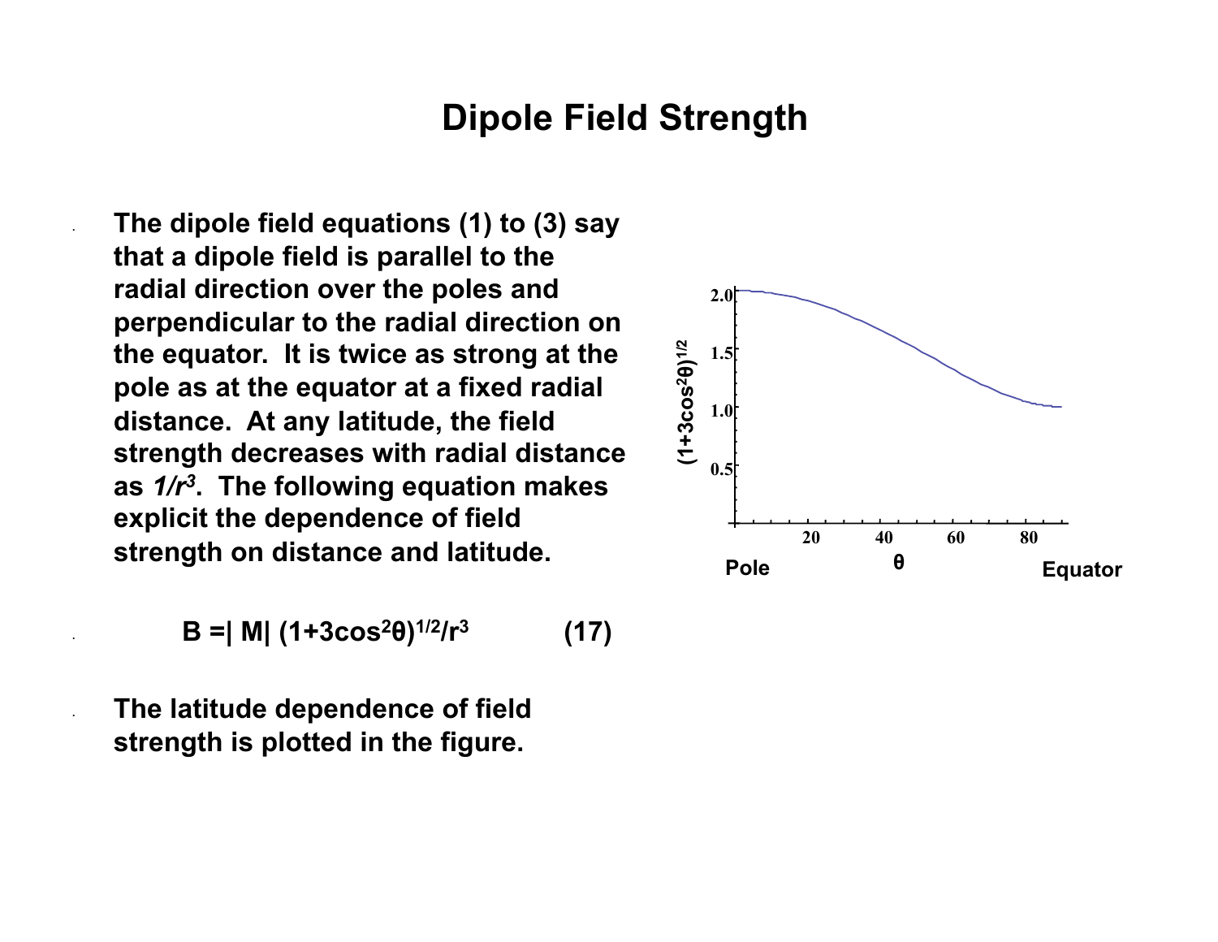# Dipole Field Strength

- The dipole field equations (1) to (3) say that a dipole field is parallel to the radial direction over the poles and perpendicular to the radial direction on the equator. It is twice as strong at the pole as at the equator at a fixed radial distance. At any latitude, the field strength decreases with radial distance as $1/r^3$. The following equation makes explicit the dependence of field strength on distance and latitude.

- $$B = |M| (1+3\cos^2\theta)^{1/2}/r^3 \qquad (17)$$

- The latitude dependence of field strength is plotted in the figure.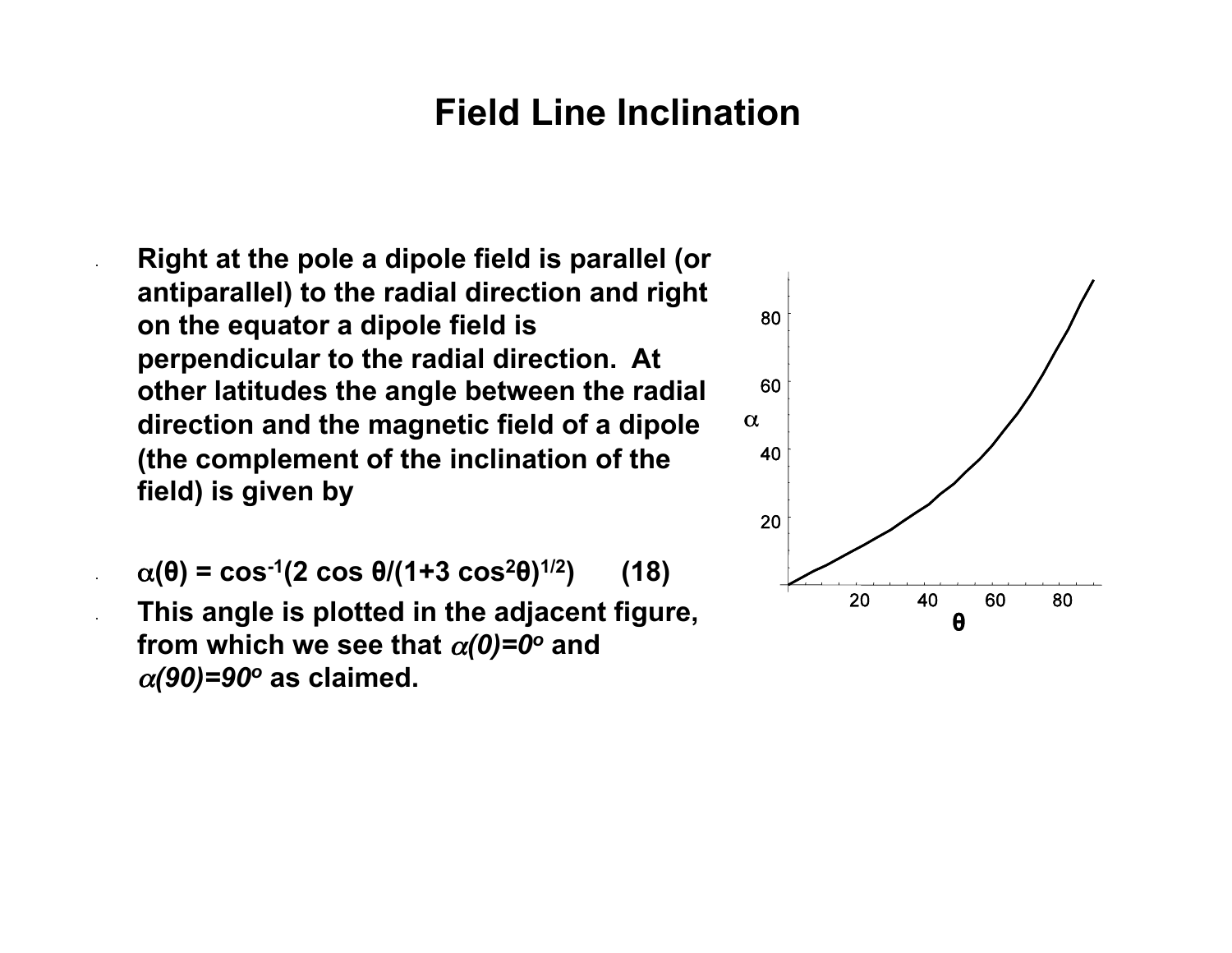# Field Line Inclination

- Right at the pole a dipole field is parallel (or antiparallel) to the radial direction and right on the equator a dipole field is perpendicular to the radial direction. At other latitudes the angle between the radial direction and the magnetic field of a dipole (the complement of the inclination of the field) is given by
- $\alpha(\theta) = \cos^{-1}(2 \cos \theta/(1+3 \cos^2\theta)^{1/2})$ (18)
- This angle is plotted in the adjacent figure, from which we see that $\alpha(0)=0^o$ and $\alpha(90)=90^o$ as claimed.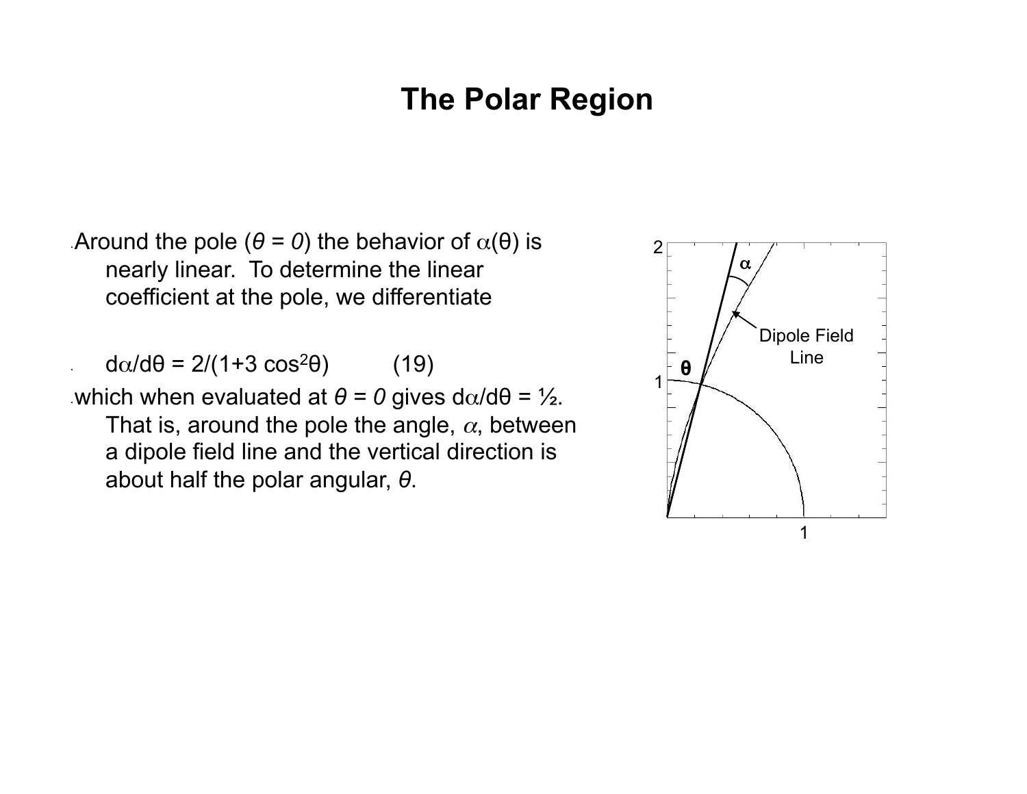# The Polar Region

- Around the pole ($\theta = 0$) the behavior of $\alpha(\theta)$ is nearly linear. To determine the linear coefficient at the pole, we differentiate

$$d\alpha/d\theta = 2/(1+3\cos^2\theta) \qquad (19)$$

- which when evaluated at $\theta = 0$ gives $d\alpha/d\theta = ½$. That is, around the pole the angle, $\alpha$, between a dipole field line and the vertical direction is about half the polar angular, $\theta$.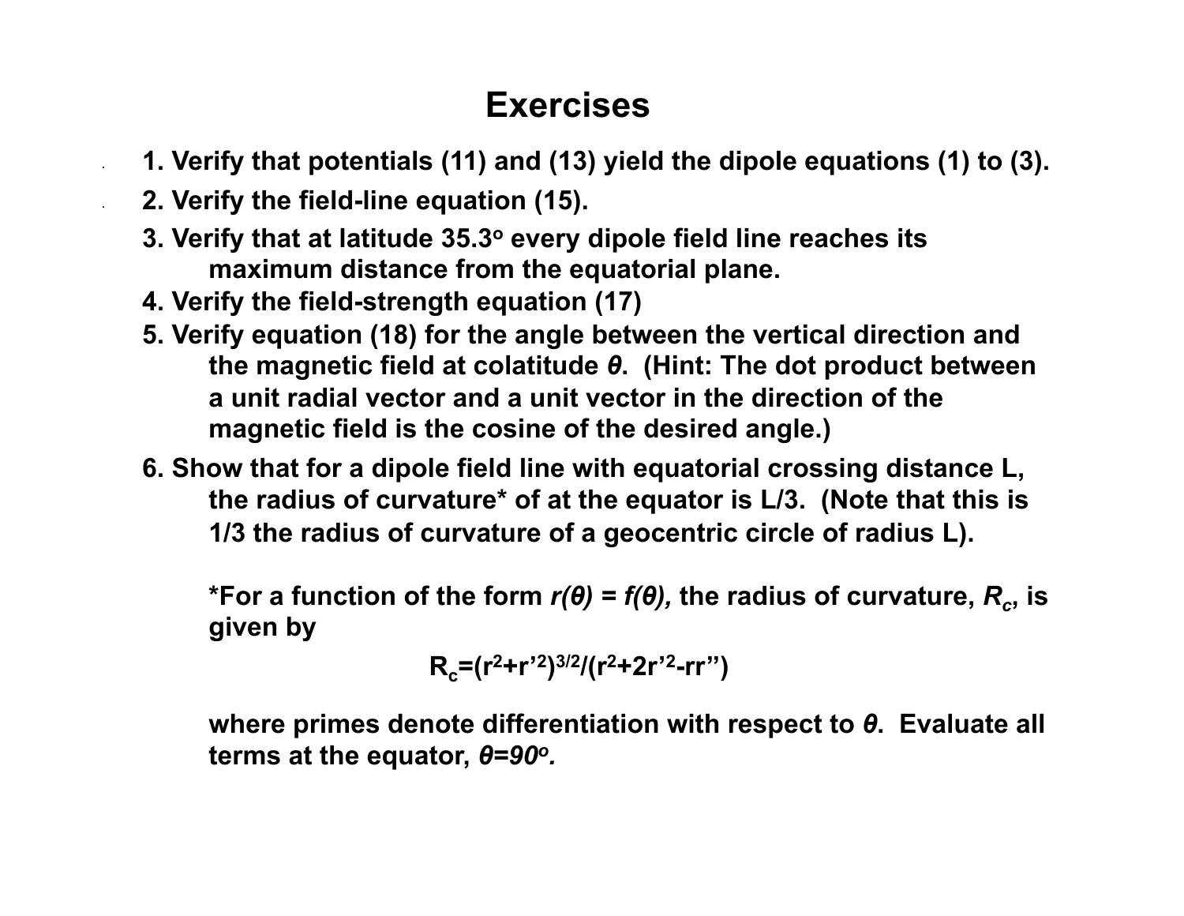# Exercises

1. Verify that potentials (11) and (13) yield the dipole equations (1) to (3).
2. Verify the field-line equation (15).
3. Verify that at latitude 35.3$^o$ every dipole field line reaches its maximum distance from the equatorial plane.
4. Verify the field-strength equation (17)
5. Verify equation (18) for the angle between the vertical direction and the magnetic field at colatitude $\theta$. (Hint: The dot product between a unit radial vector and a unit vector in the direction of the magnetic field is the cosine of the desired angle.)
6. Show that for a dipole field line with equatorial crossing distance L, the radius of curvature* of at the equator is L/3. (Note that this is 1/3 the radius of curvature of a geocentric circle of radius L).

   *For a function of the form $r(\theta) = f(\theta)$, the radius of curvature, $R_c$, is given by

   $$R_c=(r^2+r'^2)^{3/2}/(r^2+2r'^2-rr'')$$

   where primes denote differentiation with respect to $\theta$. Evaluate all terms at the equator, $\theta=90^o$.